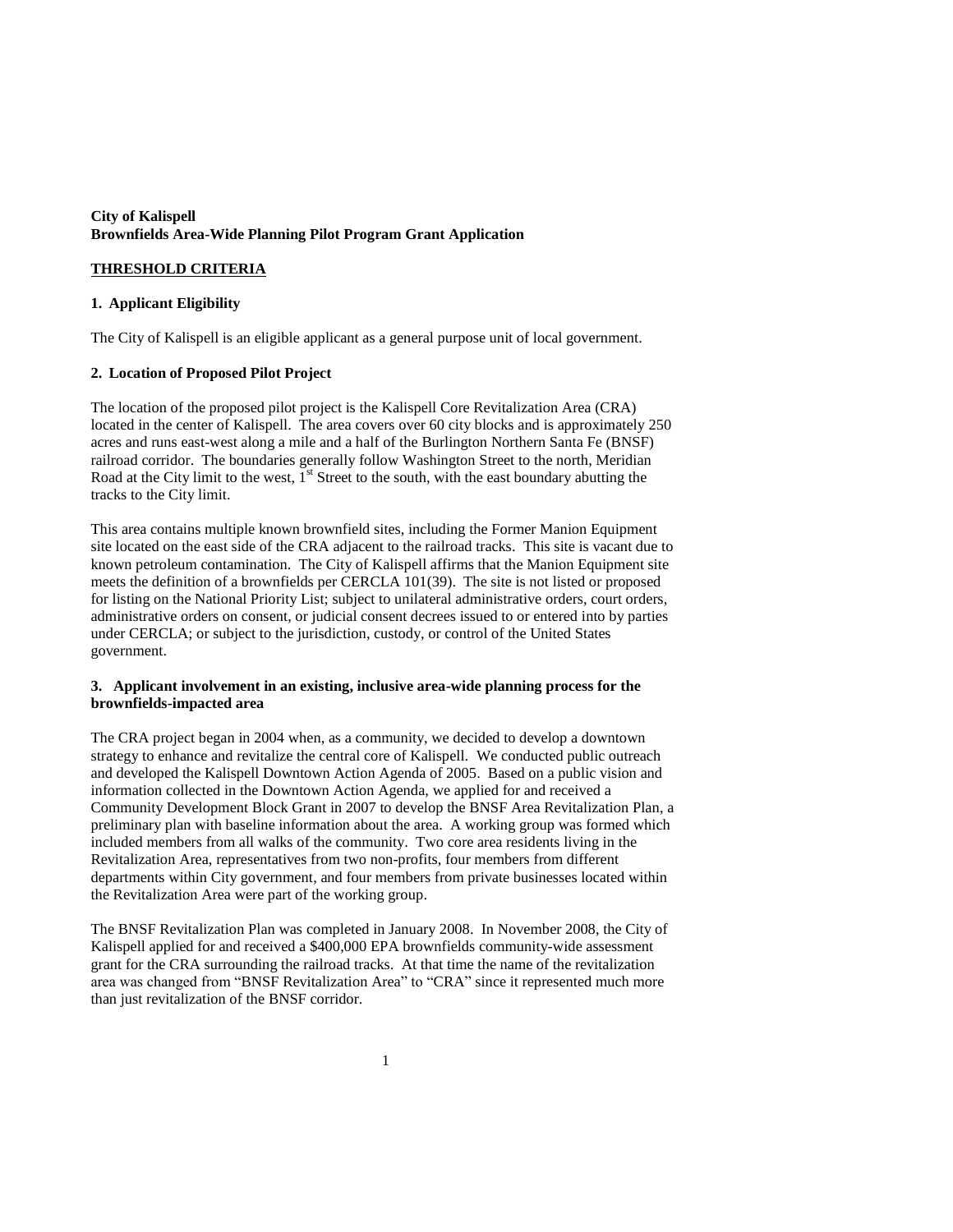**City of Kalispell**
**Brownfields Area-Wide Planning Pilot Program Grant Application**

## THRESHOLD CRITERIA

### 1. Applicant Eligibility

The City of Kalispell is an eligible applicant as a general purpose unit of local government.

### 2. Location of Proposed Pilot Project

The location of the proposed pilot project is the Kalispell Core Revitalization Area (CRA) located in the center of Kalispell. The area covers over 60 city blocks and is approximately 250 acres and runs east-west along a mile and a half of the Burlington Northern Santa Fe (BNSF) railroad corridor. The boundaries generally follow Washington Street to the north, Meridian Road at the City limit to the west, 1st Street to the south, with the east boundary abutting the tracks to the City limit.

This area contains multiple known brownfield sites, including the Former Manion Equipment site located on the east side of the CRA adjacent to the railroad tracks. This site is vacant due to known petroleum contamination. The City of Kalispell affirms that the Manion Equipment site meets the definition of a brownfields per CERCLA 101(39). The site is not listed or proposed for listing on the National Priority List; subject to unilateral administrative orders, court orders, administrative orders on consent, or judicial consent decrees issued to or entered into by parties under CERCLA; or subject to the jurisdiction, custody, or control of the United States government.

### 3. Applicant involvement in an existing, inclusive area-wide planning process for the brownfields-impacted area

The CRA project began in 2004 when, as a community, we decided to develop a downtown strategy to enhance and revitalize the central core of Kalispell. We conducted public outreach and developed the Kalispell Downtown Action Agenda of 2005. Based on a public vision and information collected in the Downtown Action Agenda, we applied for and received a Community Development Block Grant in 2007 to develop the BNSF Area Revitalization Plan, a preliminary plan with baseline information about the area. A working group was formed which included members from all walks of the community. Two core area residents living in the Revitalization Area, representatives from two non-profits, four members from different departments within City government, and four members from private businesses located within the Revitalization Area were part of the working group.

The BNSF Revitalization Plan was completed in January 2008. In November 2008, the City of Kalispell applied for and received a $400,000 EPA brownfields community-wide assessment grant for the CRA surrounding the railroad tracks. At that time the name of the revitalization area was changed from "BNSF Revitalization Area" to "CRA" since it represented much more than just revitalization of the BNSF corridor.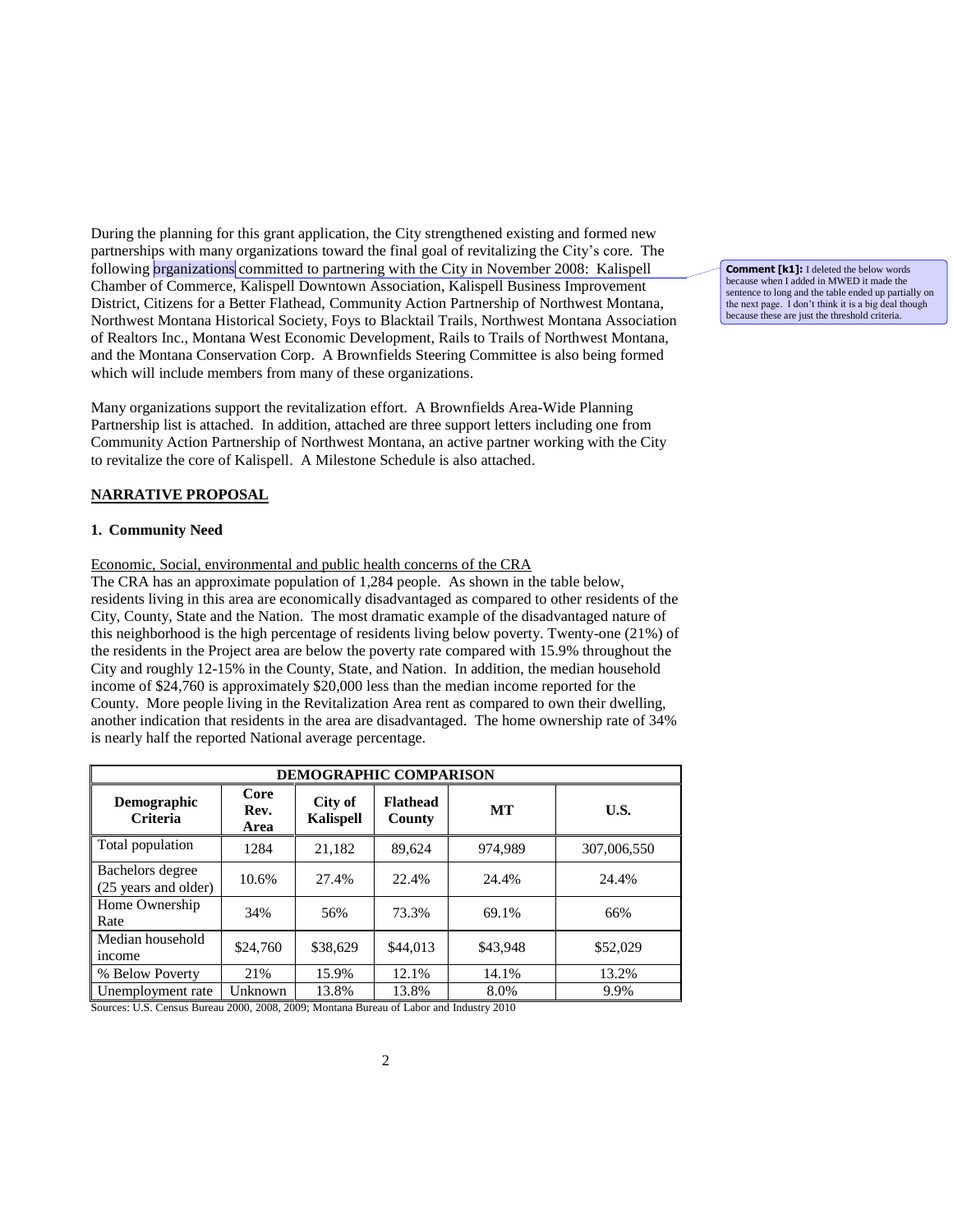During the planning for this grant application, the City strengthened existing and formed new partnerships with many organizations toward the final goal of revitalizing the City's core. The following organizations committed to partnering with the City in November 2008: Kalispell Chamber of Commerce, Kalispell Downtown Association, Kalispell Business Improvement District, Citizens for a Better Flathead, Community Action Partnership of Northwest Montana, Northwest Montana Historical Society, Foys to Blacktail Trails, Northwest Montana Association of Realtors Inc., Montana West Economic Development, Rails to Trails of Northwest Montana, and the Montana Conservation Corp. A Brownfields Steering Committee is also being formed which will include members from many of these organizations.

**Comment [k1]:** I deleted the below words because when I added in MWED it made the sentence to long and the table ended up partially on the next page. I don't think it is a big deal though because these are just the threshold criteria.

Many organizations support the revitalization effort. A Brownfields Area-Wide Planning Partnership list is attached. In addition, attached are three support letters including one from Community Action Partnership of Northwest Montana, an active partner working with the City to revitalize the core of Kalispell. A Milestone Schedule is also attached.

## NARRATIVE PROPOSAL

### 1. Community Need

Economic, Social, environmental and public health concerns of the CRA

The CRA has an approximate population of 1,284 people. As shown in the table below, residents living in this area are economically disadvantaged as compared to other residents of the City, County, State and the Nation. The most dramatic example of the disadvantaged nature of this neighborhood is the high percentage of residents living below poverty. Twenty-one (21%) of the residents in the Project area are below the poverty rate compared with 15.9% throughout the City and roughly 12-15% in the County, State, and Nation. In addition, the median household income of $24,760 is approximately $20,000 less than the median income reported for the County. More people living in the Revitalization Area rent as compared to own their dwelling, another indication that residents in the area are disadvantaged. The home ownership rate of 34% is nearly half the reported National average percentage.

| DEMOGRAPHIC COMPARISON | | | | | |
|---|---|---|---|---|---|
| **Demographic Criteria** | **Core Rev. Area** | **City of Kalispell** | **Flathead County** | **MT** | **U.S.** |
| Total population | 1284 | 21,182 | 89,624 | 974,989 | 307,006,550 |
| Bachelors degree (25 years and older) | 10.6% | 27.4% | 22.4% | 24.4% | 24.4% |
| Home Ownership Rate | 34% | 56% | 73.3% | 69.1% | 66% |
| Median household income | $24,760 | $38,629 | $44,013 | $43,948 | $52,029 |
| % Below Poverty | 21% | 15.9% | 12.1% | 14.1% | 13.2% |
| Unemployment rate | Unknown | 13.8% | 13.8% | 8.0% | 9.9% |

Sources: U.S. Census Bureau 2000, 2008, 2009; Montana Bureau of Labor and Industry 2010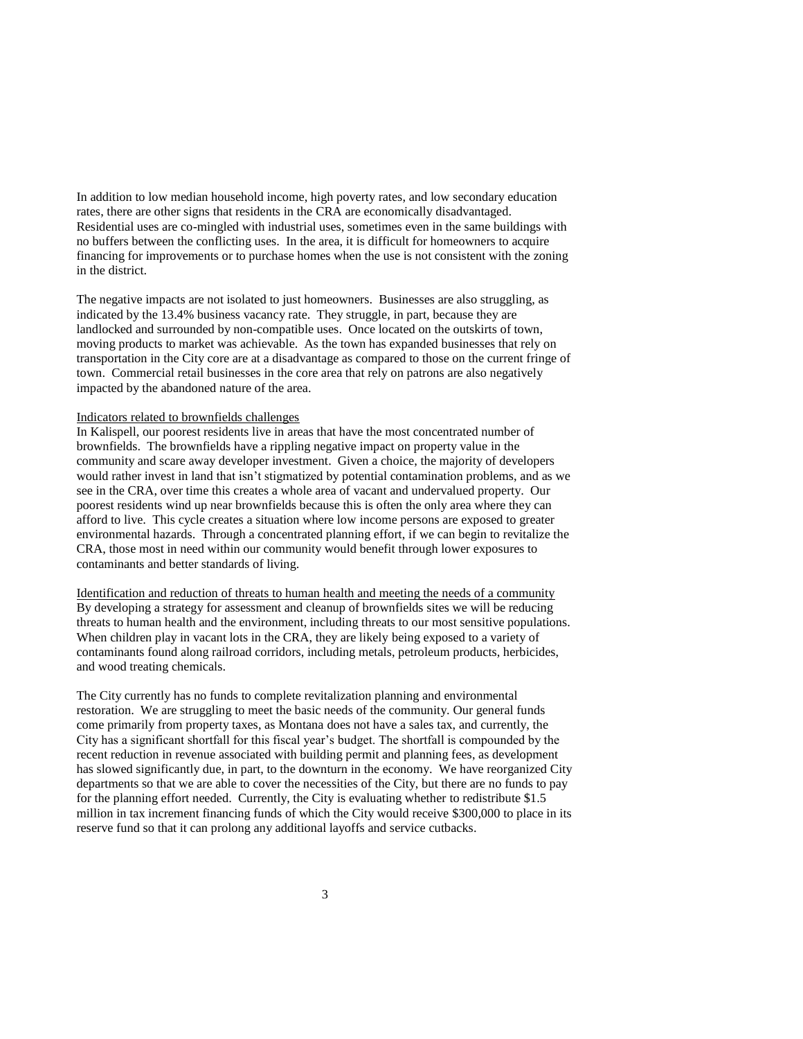In addition to low median household income, high poverty rates, and low secondary education rates, there are other signs that residents in the CRA are economically disadvantaged. Residential uses are co-mingled with industrial uses, sometimes even in the same buildings with no buffers between the conflicting uses. In the area, it is difficult for homeowners to acquire financing for improvements or to purchase homes when the use is not consistent with the zoning in the district.

The negative impacts are not isolated to just homeowners. Businesses are also struggling, as indicated by the 13.4% business vacancy rate. They struggle, in part, because they are landlocked and surrounded by non-compatible uses. Once located on the outskirts of town, moving products to market was achievable. As the town has expanded businesses that rely on transportation in the City core are at a disadvantage as compared to those on the current fringe of town. Commercial retail businesses in the core area that rely on patrons are also negatively impacted by the abandoned nature of the area.

Indicators related to brownfields challenges

In Kalispell, our poorest residents live in areas that have the most concentrated number of brownfields. The brownfields have a rippling negative impact on property value in the community and scare away developer investment. Given a choice, the majority of developers would rather invest in land that isn't stigmatized by potential contamination problems, and as we see in the CRA, over time this creates a whole area of vacant and undervalued property. Our poorest residents wind up near brownfields because this is often the only area where they can afford to live. This cycle creates a situation where low income persons are exposed to greater environmental hazards. Through a concentrated planning effort, if we can begin to revitalize the CRA, those most in need within our community would benefit through lower exposures to contaminants and better standards of living.

Identification and reduction of threats to human health and meeting the needs of a community

By developing a strategy for assessment and cleanup of brownfields sites we will be reducing threats to human health and the environment, including threats to our most sensitive populations. When children play in vacant lots in the CRA, they are likely being exposed to a variety of contaminants found along railroad corridors, including metals, petroleum products, herbicides, and wood treating chemicals.

The City currently has no funds to complete revitalization planning and environmental restoration. We are struggling to meet the basic needs of the community. Our general funds come primarily from property taxes, as Montana does not have a sales tax, and currently, the City has a significant shortfall for this fiscal year's budget. The shortfall is compounded by the recent reduction in revenue associated with building permit and planning fees, as development has slowed significantly due, in part, to the downturn in the economy. We have reorganized City departments so that we are able to cover the necessities of the City, but there are no funds to pay for the planning effort needed. Currently, the City is evaluating whether to redistribute $1.5 million in tax increment financing funds of which the City would receive $300,000 to place in its reserve fund so that it can prolong any additional layoffs and service cutbacks.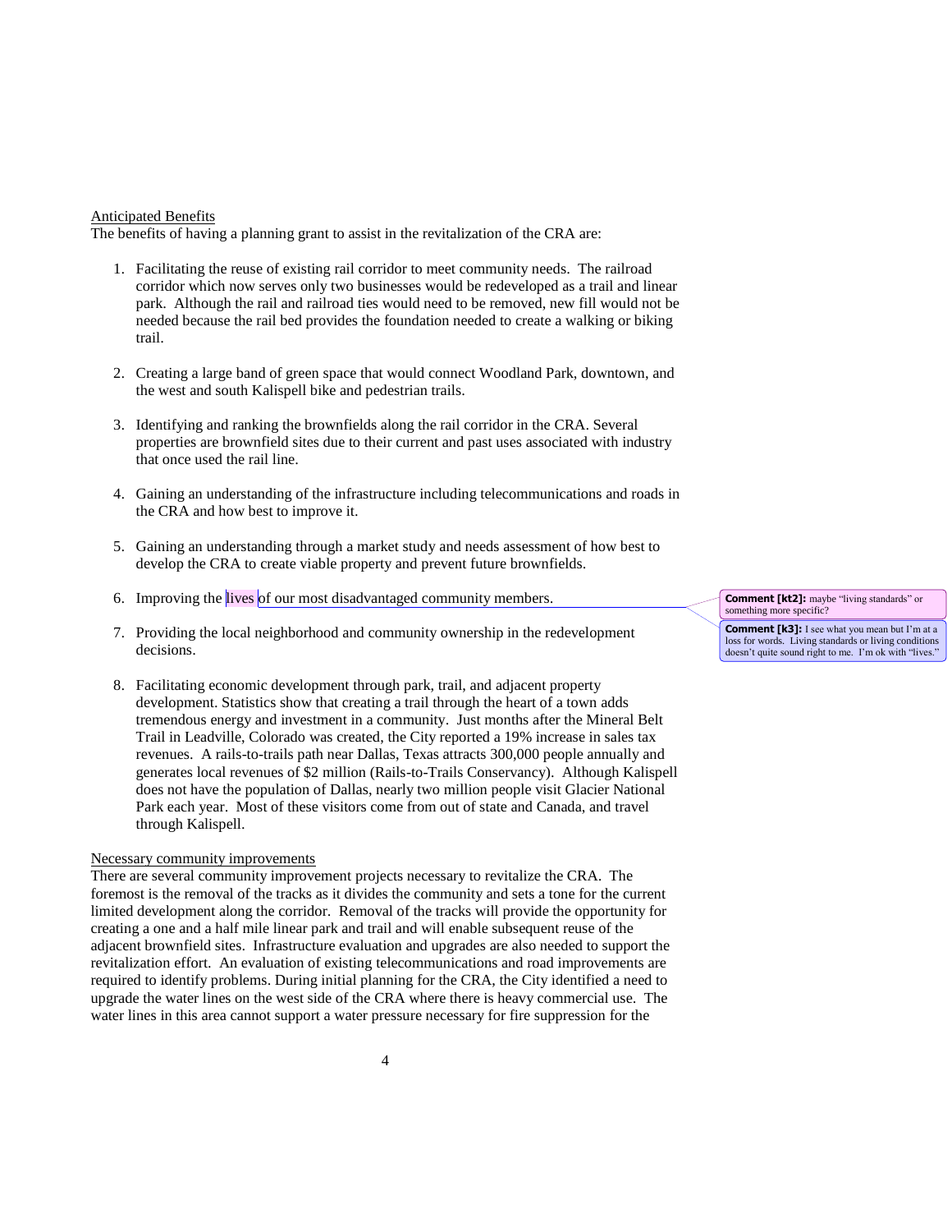<u>Anticipated Benefits</u>

The benefits of having a planning grant to assist in the revitalization of the CRA are:

1. Facilitating the reuse of existing rail corridor to meet community needs. The railroad corridor which now serves only two businesses would be redeveloped as a trail and linear park. Although the rail and railroad ties would need to be removed, new fill would not be needed because the rail bed provides the foundation needed to create a walking or biking trail.

2. Creating a large band of green space that would connect Woodland Park, downtown, and the west and south Kalispell bike and pedestrian trails.

3. Identifying and ranking the brownfields along the rail corridor in the CRA. Several properties are brownfield sites due to their current and past uses associated with industry that once used the rail line.

4. Gaining an understanding of the infrastructure including telecommunications and roads in the CRA and how best to improve it.

5. Gaining an understanding through a market study and needs assessment of how best to develop the CRA to create viable property and prevent future brownfields.

6. Improving the lives of our most disadvantaged community members.

7. Providing the local neighborhood and community ownership in the redevelopment decisions.

8. Facilitating economic development through park, trail, and adjacent property development. Statistics show that creating a trail through the heart of a town adds tremendous energy and investment in a community. Just months after the Mineral Belt Trail in Leadville, Colorado was created, the City reported a 19% increase in sales tax revenues. A rails-to-trails path near Dallas, Texas attracts 300,000 people annually and generates local revenues of $2 million (Rails-to-Trails Conservancy). Although Kalispell does not have the population of Dallas, nearly two million people visit Glacier National Park each year. Most of these visitors come from out of state and Canada, and travel through Kalispell.

**Comment [kt2]:** maybe "living standards" or something more specific?

**Comment [k3]:** I see what you mean but I'm at a loss for words. Living standards or living conditions doesn't quite sound right to me. I'm ok with "lives."

<u>Necessary community improvements</u>

There are several community improvement projects necessary to revitalize the CRA. The foremost is the removal of the tracks as it divides the community and sets a tone for the current limited development along the corridor. Removal of the tracks will provide the opportunity for creating a one and a half mile linear park and trail and will enable subsequent reuse of the adjacent brownfield sites. Infrastructure evaluation and upgrades are also needed to support the revitalization effort. An evaluation of existing telecommunications and road improvements are required to identify problems. During initial planning for the CRA, the City identified a need to upgrade the water lines on the west side of the CRA where there is heavy commercial use. The water lines in this area cannot support a water pressure necessary for fire suppression for the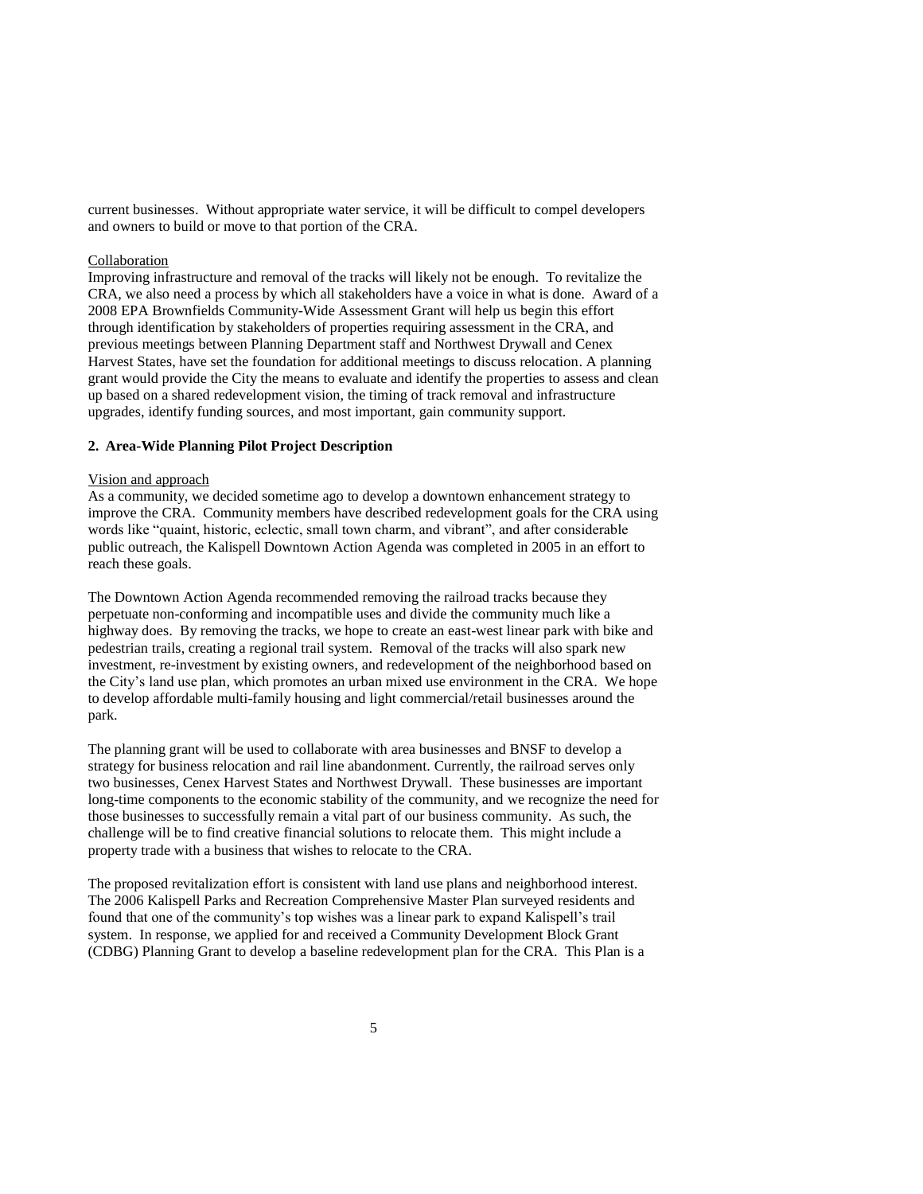current businesses. Without appropriate water service, it will be difficult to compel developers and owners to build or move to that portion of the CRA.

Collaboration

Improving infrastructure and removal of the tracks will likely not be enough. To revitalize the CRA, we also need a process by which all stakeholders have a voice in what is done. Award of a 2008 EPA Brownfields Community-Wide Assessment Grant will help us begin this effort through identification by stakeholders of properties requiring assessment in the CRA, and previous meetings between Planning Department staff and Northwest Drywall and Cenex Harvest States, have set the foundation for additional meetings to discuss relocation. A planning grant would provide the City the means to evaluate and identify the properties to assess and clean up based on a shared redevelopment vision, the timing of track removal and infrastructure upgrades, identify funding sources, and most important, gain community support.

## 2. Area-Wide Planning Pilot Project Description

Vision and approach

As a community, we decided sometime ago to develop a downtown enhancement strategy to improve the CRA. Community members have described redevelopment goals for the CRA using words like "quaint, historic, eclectic, small town charm, and vibrant", and after considerable public outreach, the Kalispell Downtown Action Agenda was completed in 2005 in an effort to reach these goals.

The Downtown Action Agenda recommended removing the railroad tracks because they perpetuate non-conforming and incompatible uses and divide the community much like a highway does. By removing the tracks, we hope to create an east-west linear park with bike and pedestrian trails, creating a regional trail system. Removal of the tracks will also spark new investment, re-investment by existing owners, and redevelopment of the neighborhood based on the City's land use plan, which promotes an urban mixed use environment in the CRA. We hope to develop affordable multi-family housing and light commercial/retail businesses around the park.

The planning grant will be used to collaborate with area businesses and BNSF to develop a strategy for business relocation and rail line abandonment. Currently, the railroad serves only two businesses, Cenex Harvest States and Northwest Drywall. These businesses are important long-time components to the economic stability of the community, and we recognize the need for those businesses to successfully remain a vital part of our business community. As such, the challenge will be to find creative financial solutions to relocate them. This might include a property trade with a business that wishes to relocate to the CRA.

The proposed revitalization effort is consistent with land use plans and neighborhood interest. The 2006 Kalispell Parks and Recreation Comprehensive Master Plan surveyed residents and found that one of the community's top wishes was a linear park to expand Kalispell's trail system. In response, we applied for and received a Community Development Block Grant (CDBG) Planning Grant to develop a baseline redevelopment plan for the CRA. This Plan is a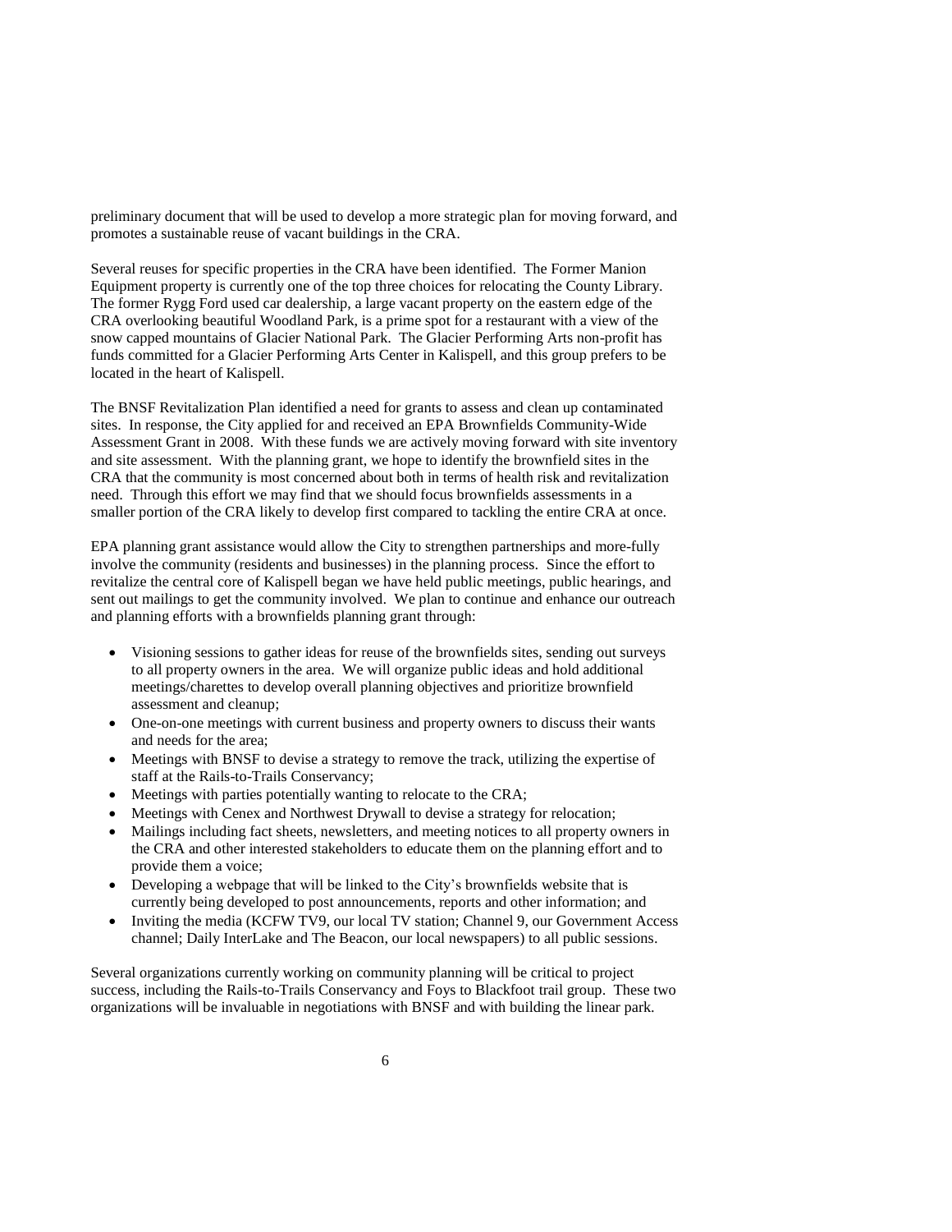preliminary document that will be used to develop a more strategic plan for moving forward, and promotes a sustainable reuse of vacant buildings in the CRA.

Several reuses for specific properties in the CRA have been identified. The Former Manion Equipment property is currently one of the top three choices for relocating the County Library. The former Rygg Ford used car dealership, a large vacant property on the eastern edge of the CRA overlooking beautiful Woodland Park, is a prime spot for a restaurant with a view of the snow capped mountains of Glacier National Park. The Glacier Performing Arts non-profit has funds committed for a Glacier Performing Arts Center in Kalispell, and this group prefers to be located in the heart of Kalispell.

The BNSF Revitalization Plan identified a need for grants to assess and clean up contaminated sites. In response, the City applied for and received an EPA Brownfields Community-Wide Assessment Grant in 2008. With these funds we are actively moving forward with site inventory and site assessment. With the planning grant, we hope to identify the brownfield sites in the CRA that the community is most concerned about both in terms of health risk and revitalization need. Through this effort we may find that we should focus brownfields assessments in a smaller portion of the CRA likely to develop first compared to tackling the entire CRA at once.

EPA planning grant assistance would allow the City to strengthen partnerships and more-fully involve the community (residents and businesses) in the planning process. Since the effort to revitalize the central core of Kalispell began we have held public meetings, public hearings, and sent out mailings to get the community involved. We plan to continue and enhance our outreach and planning efforts with a brownfields planning grant through:

- Visioning sessions to gather ideas for reuse of the brownfields sites, sending out surveys to all property owners in the area. We will organize public ideas and hold additional meetings/charettes to develop overall planning objectives and prioritize brownfield assessment and cleanup;
- One-on-one meetings with current business and property owners to discuss their wants and needs for the area;
- Meetings with BNSF to devise a strategy to remove the track, utilizing the expertise of staff at the Rails-to-Trails Conservancy;
- Meetings with parties potentially wanting to relocate to the CRA;
- Meetings with Cenex and Northwest Drywall to devise a strategy for relocation;
- Mailings including fact sheets, newsletters, and meeting notices to all property owners in the CRA and other interested stakeholders to educate them on the planning effort and to provide them a voice;
- Developing a webpage that will be linked to the City's brownfields website that is currently being developed to post announcements, reports and other information; and
- Inviting the media (KCFW TV9, our local TV station; Channel 9, our Government Access channel; Daily InterLake and The Beacon, our local newspapers) to all public sessions.

Several organizations currently working on community planning will be critical to project success, including the Rails-to-Trails Conservancy and Foys to Blackfoot trail group. These two organizations will be invaluable in negotiations with BNSF and with building the linear park.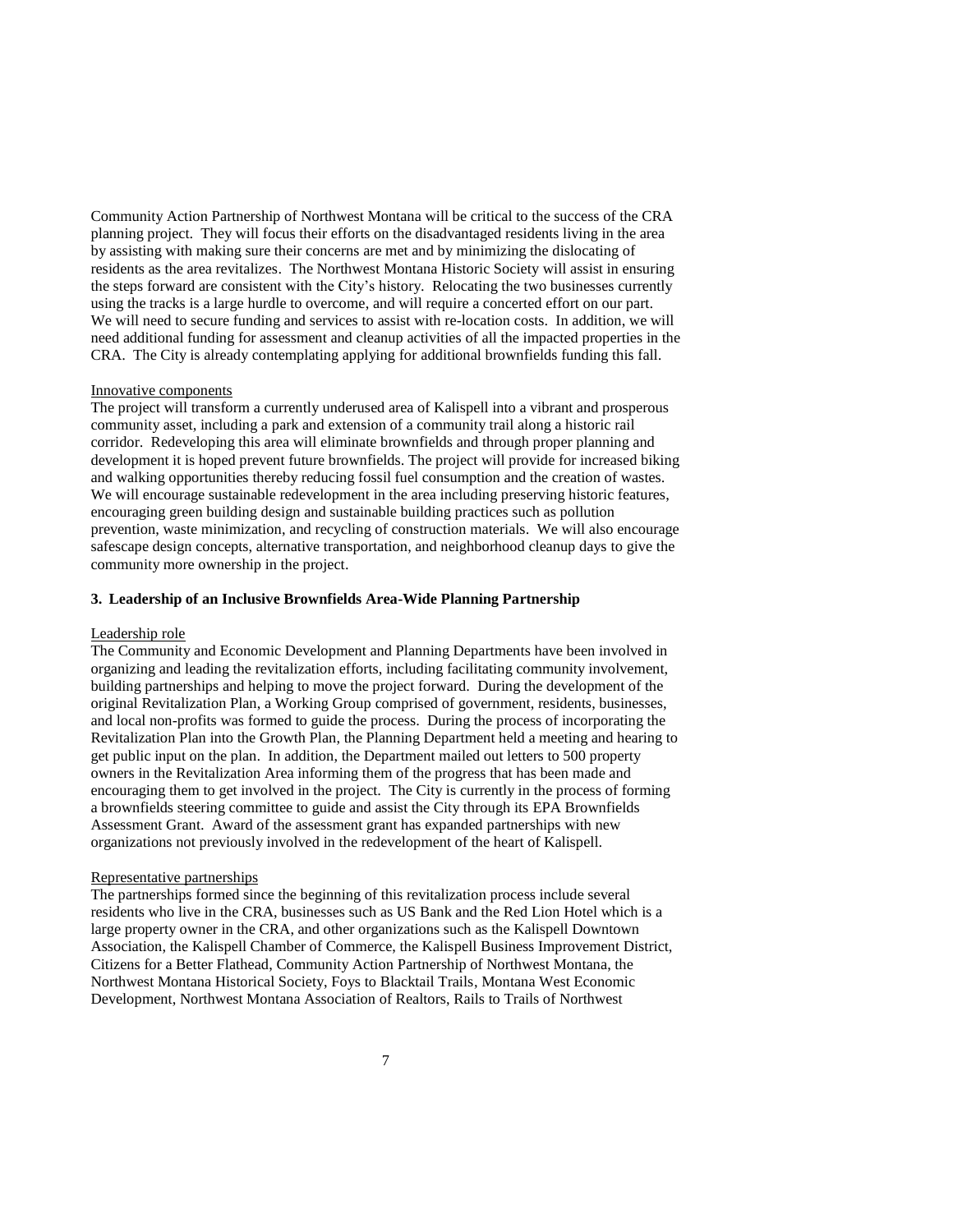Community Action Partnership of Northwest Montana will be critical to the success of the CRA planning project. They will focus their efforts on the disadvantaged residents living in the area by assisting with making sure their concerns are met and by minimizing the dislocating of residents as the area revitalizes. The Northwest Montana Historic Society will assist in ensuring the steps forward are consistent with the City's history. Relocating the two businesses currently using the tracks is a large hurdle to overcome, and will require a concerted effort on our part. We will need to secure funding and services to assist with re-location costs. In addition, we will need additional funding for assessment and cleanup activities of all the impacted properties in the CRA. The City is already contemplating applying for additional brownfields funding this fall.

Innovative components

The project will transform a currently underused area of Kalispell into a vibrant and prosperous community asset, including a park and extension of a community trail along a historic rail corridor. Redeveloping this area will eliminate brownfields and through proper planning and development it is hoped prevent future brownfields. The project will provide for increased biking and walking opportunities thereby reducing fossil fuel consumption and the creation of wastes. We will encourage sustainable redevelopment in the area including preserving historic features, encouraging green building design and sustainable building practices such as pollution prevention, waste minimization, and recycling of construction materials. We will also encourage safescape design concepts, alternative transportation, and neighborhood cleanup days to give the community more ownership in the project.

**3. Leadership of an Inclusive Brownfields Area-Wide Planning Partnership**

Leadership role

The Community and Economic Development and Planning Departments have been involved in organizing and leading the revitalization efforts, including facilitating community involvement, building partnerships and helping to move the project forward. During the development of the original Revitalization Plan, a Working Group comprised of government, residents, businesses, and local non-profits was formed to guide the process. During the process of incorporating the Revitalization Plan into the Growth Plan, the Planning Department held a meeting and hearing to get public input on the plan. In addition, the Department mailed out letters to 500 property owners in the Revitalization Area informing them of the progress that has been made and encouraging them to get involved in the project. The City is currently in the process of forming a brownfields steering committee to guide and assist the City through its EPA Brownfields Assessment Grant. Award of the assessment grant has expanded partnerships with new organizations not previously involved in the redevelopment of the heart of Kalispell.

Representative partnerships

The partnerships formed since the beginning of this revitalization process include several residents who live in the CRA, businesses such as US Bank and the Red Lion Hotel which is a large property owner in the CRA, and other organizations such as the Kalispell Downtown Association, the Kalispell Chamber of Commerce, the Kalispell Business Improvement District, Citizens for a Better Flathead, Community Action Partnership of Northwest Montana, the Northwest Montana Historical Society, Foys to Blacktail Trails, Montana West Economic Development, Northwest Montana Association of Realtors, Rails to Trails of Northwest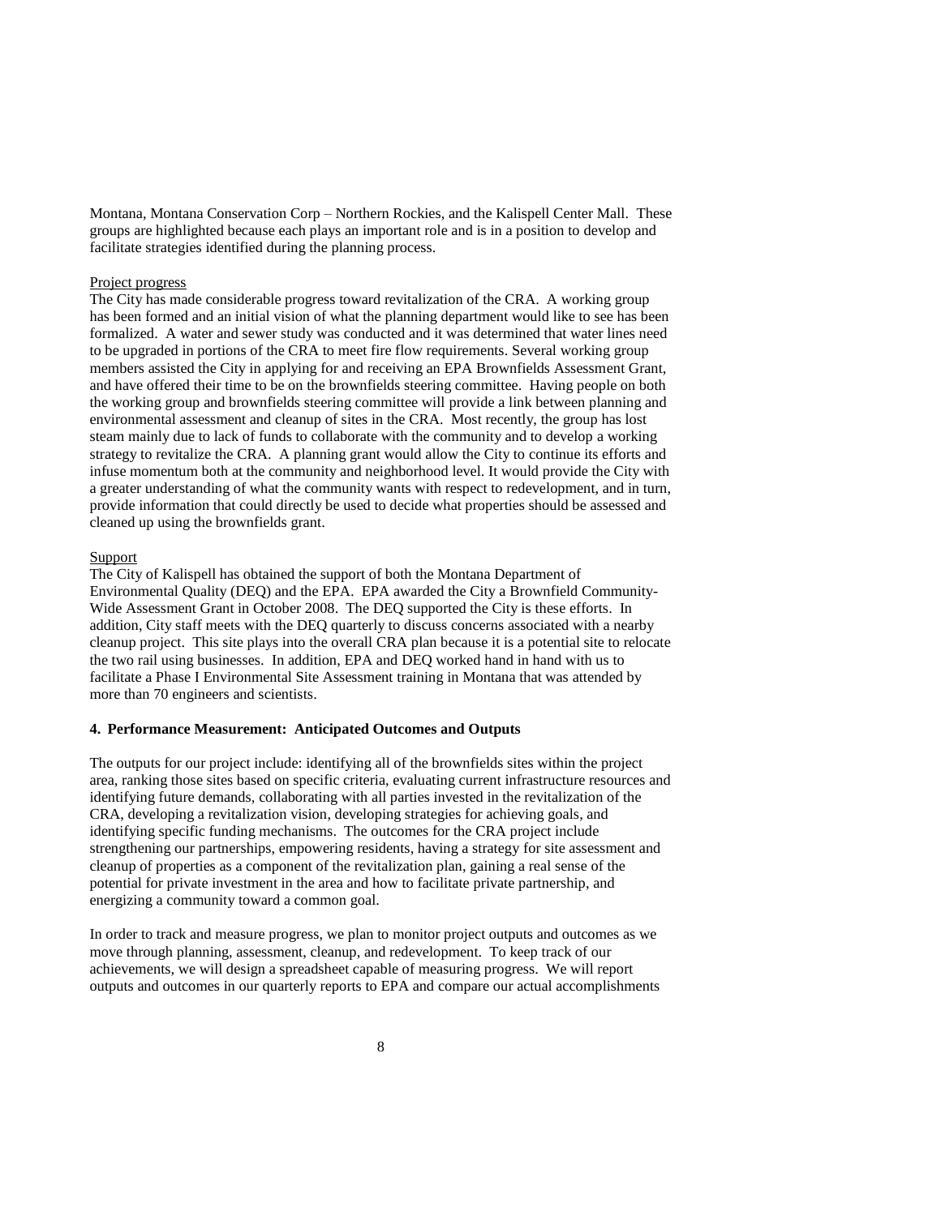Montana, Montana Conservation Corp – Northern Rockies, and the Kalispell Center Mall. These groups are highlighted because each plays an important role and is in a position to develop and facilitate strategies identified during the planning process.

Project progress

The City has made considerable progress toward revitalization of the CRA. A working group has been formed and an initial vision of what the planning department would like to see has been formalized. A water and sewer study was conducted and it was determined that water lines need to be upgraded in portions of the CRA to meet fire flow requirements. Several working group members assisted the City in applying for and receiving an EPA Brownfields Assessment Grant, and have offered their time to be on the brownfields steering committee. Having people on both the working group and brownfields steering committee will provide a link between planning and environmental assessment and cleanup of sites in the CRA. Most recently, the group has lost steam mainly due to lack of funds to collaborate with the community and to develop a working strategy to revitalize the CRA. A planning grant would allow the City to continue its efforts and infuse momentum both at the community and neighborhood level. It would provide the City with a greater understanding of what the community wants with respect to redevelopment, and in turn, provide information that could directly be used to decide what properties should be assessed and cleaned up using the brownfields grant.

Support

The City of Kalispell has obtained the support of both the Montana Department of Environmental Quality (DEQ) and the EPA. EPA awarded the City a Brownfield Community-Wide Assessment Grant in October 2008. The DEQ supported the City is these efforts. In addition, City staff meets with the DEQ quarterly to discuss concerns associated with a nearby cleanup project. This site plays into the overall CRA plan because it is a potential site to relocate the two rail using businesses. In addition, EPA and DEQ worked hand in hand with us to facilitate a Phase I Environmental Site Assessment training in Montana that was attended by more than 70 engineers and scientists.

**4. Performance Measurement: Anticipated Outcomes and Outputs**

The outputs for our project include: identifying all of the brownfields sites within the project area, ranking those sites based on specific criteria, evaluating current infrastructure resources and identifying future demands, collaborating with all parties invested in the revitalization of the CRA, developing a revitalization vision, developing strategies for achieving goals, and identifying specific funding mechanisms. The outcomes for the CRA project include strengthening our partnerships, empowering residents, having a strategy for site assessment and cleanup of properties as a component of the revitalization plan, gaining a real sense of the potential for private investment in the area and how to facilitate private partnership, and energizing a community toward a common goal.

In order to track and measure progress, we plan to monitor project outputs and outcomes as we move through planning, assessment, cleanup, and redevelopment. To keep track of our achievements, we will design a spreadsheet capable of measuring progress. We will report outputs and outcomes in our quarterly reports to EPA and compare our actual accomplishments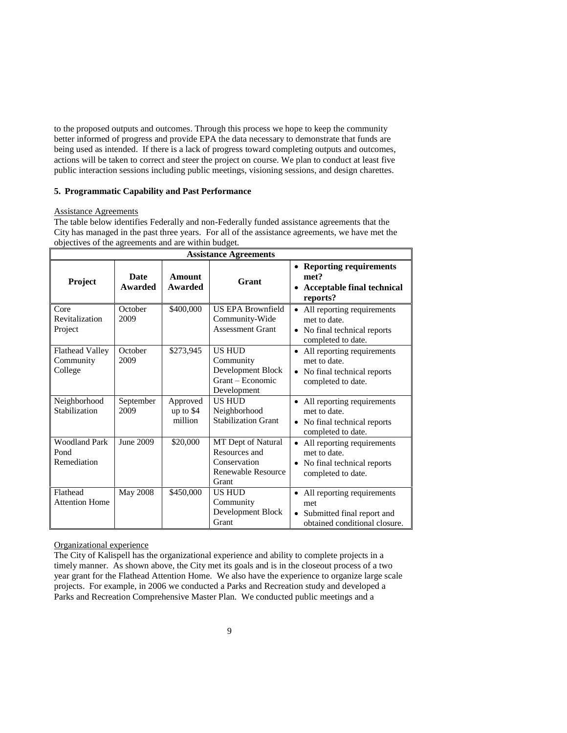to the proposed outputs and outcomes. Through this process we hope to keep the community better informed of progress and provide EPA the data necessary to demonstrate that funds are being used as intended. If there is a lack of progress toward completing outputs and outcomes, actions will be taken to correct and steer the project on course. We plan to conduct at least five public interaction sessions including public meetings, visioning sessions, and design charettes.

### 5. Programmatic Capability and Past Performance

Assistance Agreements

The table below identifies Federally and non-Federally funded assistance agreements that the City has managed in the past three years. For all of the assistance agreements, we have met the objectives of the agreements and are within budget.

| Assistance Agreements | | | | |
|---|---|---|---|---|
| **Project** | **Date Awarded** | **Amount Awarded** | **Grant** | • **Reporting requirements met?** • **Acceptable final technical reports?** |
| Core Revitalization Project | October 2009 | $400,000 | US EPA Brownfield Community-Wide Assessment Grant | • All reporting requirements met to date. • No final technical reports completed to date. |
| Flathead Valley Community College | October 2009 | $273,945 | US HUD Community Development Block Grant – Economic Development | • All reporting requirements met to date. • No final technical reports completed to date. |
| Neighborhood Stabilization | September 2009 | Approved up to $4 million | US HUD Neighborhood Stabilization Grant | • All reporting requirements met to date. • No final technical reports completed to date. |
| Woodland Park Pond Remediation | June 2009 | $20,000 | MT Dept of Natural Resources and Conservation Renewable Resource Grant | • All reporting requirements met to date. • No final technical reports completed to date. |
| Flathead Attention Home | May 2008 | $450,000 | US HUD Community Development Block Grant | • All reporting requirements met • Submitted final report and obtained conditional closure. |

Organizational experience

The City of Kalispell has the organizational experience and ability to complete projects in a timely manner. As shown above, the City met its goals and is in the closeout process of a two year grant for the Flathead Attention Home. We also have the experience to organize large scale projects. For example, in 2006 we conducted a Parks and Recreation study and developed a Parks and Recreation Comprehensive Master Plan. We conducted public meetings and a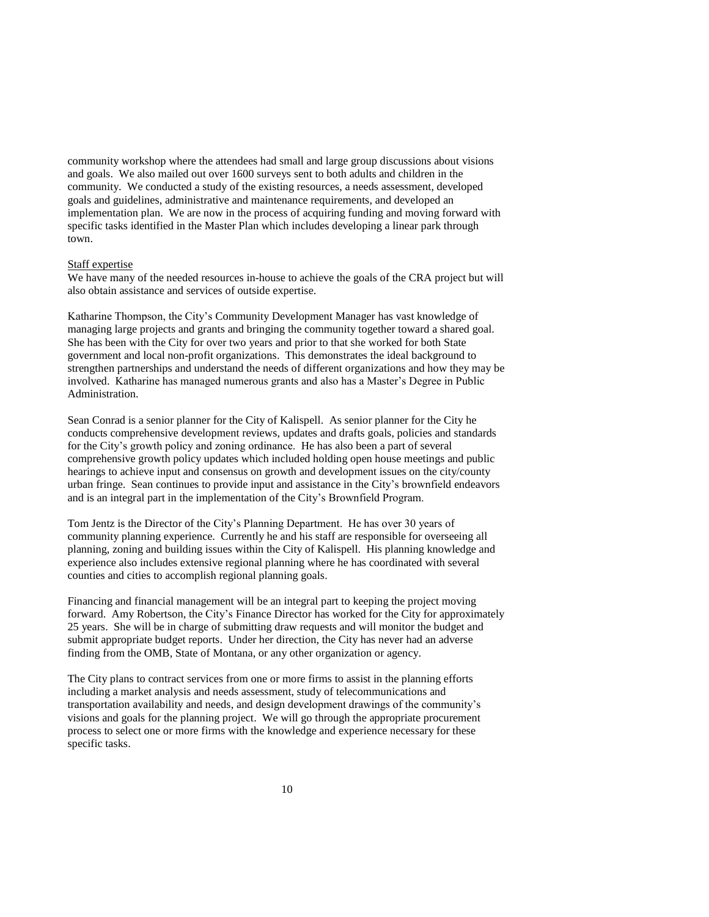community workshop where the attendees had small and large group discussions about visions and goals. We also mailed out over 1600 surveys sent to both adults and children in the community. We conducted a study of the existing resources, a needs assessment, developed goals and guidelines, administrative and maintenance requirements, and developed an implementation plan. We are now in the process of acquiring funding and moving forward with specific tasks identified in the Master Plan which includes developing a linear park through town.

Staff expertise

We have many of the needed resources in-house to achieve the goals of the CRA project but will also obtain assistance and services of outside expertise.

Katharine Thompson, the City's Community Development Manager has vast knowledge of managing large projects and grants and bringing the community together toward a shared goal. She has been with the City for over two years and prior to that she worked for both State government and local non-profit organizations. This demonstrates the ideal background to strengthen partnerships and understand the needs of different organizations and how they may be involved. Katharine has managed numerous grants and also has a Master's Degree in Public Administration.

Sean Conrad is a senior planner for the City of Kalispell. As senior planner for the City he conducts comprehensive development reviews, updates and drafts goals, policies and standards for the City's growth policy and zoning ordinance. He has also been a part of several comprehensive growth policy updates which included holding open house meetings and public hearings to achieve input and consensus on growth and development issues on the city/county urban fringe. Sean continues to provide input and assistance in the City's brownfield endeavors and is an integral part in the implementation of the City's Brownfield Program.

Tom Jentz is the Director of the City's Planning Department. He has over 30 years of community planning experience. Currently he and his staff are responsible for overseeing all planning, zoning and building issues within the City of Kalispell. His planning knowledge and experience also includes extensive regional planning where he has coordinated with several counties and cities to accomplish regional planning goals.

Financing and financial management will be an integral part to keeping the project moving forward. Amy Robertson, the City's Finance Director has worked for the City for approximately 25 years. She will be in charge of submitting draw requests and will monitor the budget and submit appropriate budget reports. Under her direction, the City has never had an adverse finding from the OMB, State of Montana, or any other organization or agency.

The City plans to contract services from one or more firms to assist in the planning efforts including a market analysis and needs assessment, study of telecommunications and transportation availability and needs, and design development drawings of the community's visions and goals for the planning project. We will go through the appropriate procurement process to select one or more firms with the knowledge and experience necessary for these specific tasks.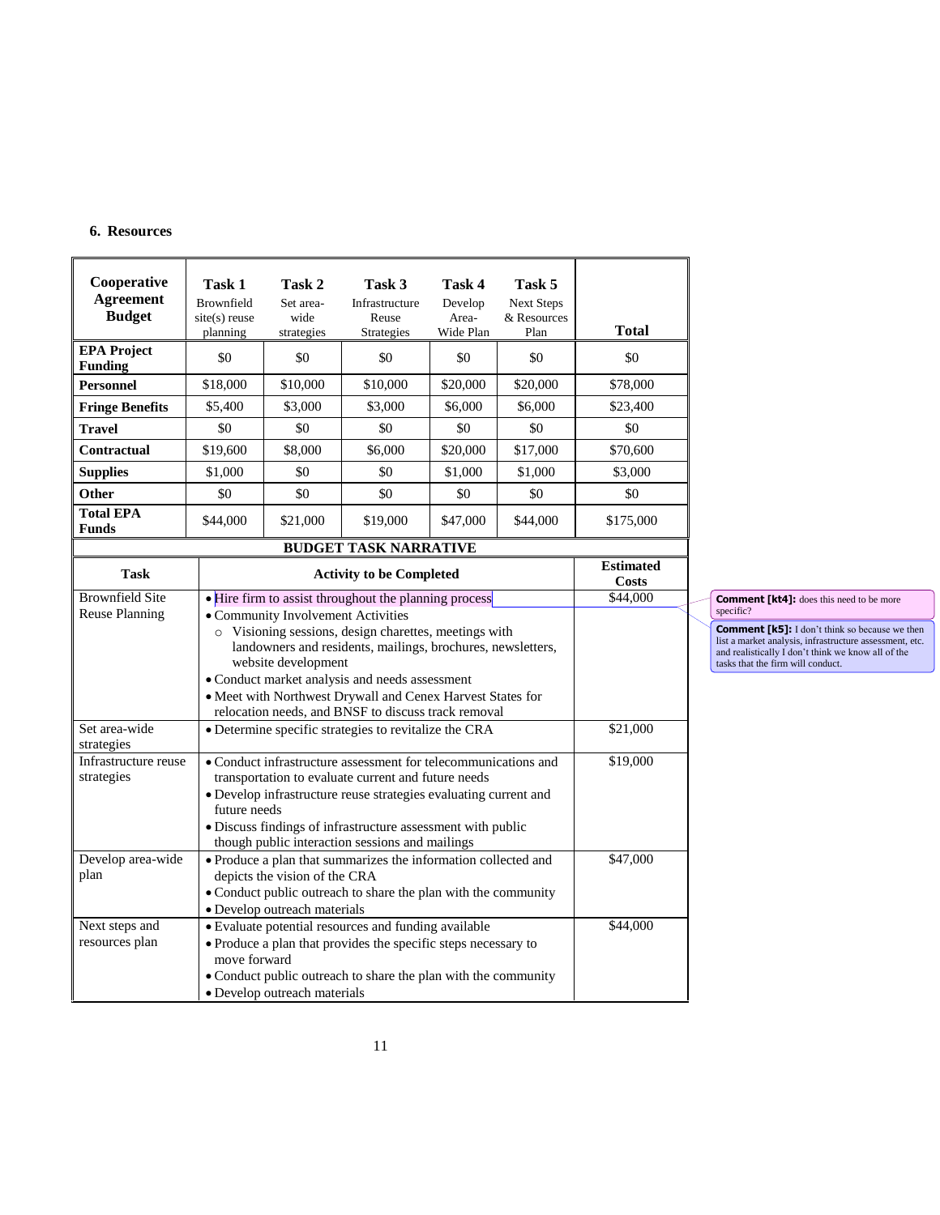## 6. Resources

| Cooperative Agreement Budget | Task 1 Brownfield site(s) reuse planning | Task 2 Set area-wide strategies | Task 3 Infrastructure Reuse Strategies | Task 4 Develop Area-Wide Plan | Task 5 Next Steps & Resources Plan | Total |
|---|---|---|---|---|---|---|
| **EPA Project Funding** | $0 | $0 | $0 | $0 | $0 | $0 |
| **Personnel** | $18,000 | $10,000 | $10,000 | $20,000 | $20,000 | $78,000 |
| **Fringe Benefits** | $5,400 | $3,000 | $3,000 | $6,000 | $6,000 | $23,400 |
| **Travel** | $0 | $0 | $0 | $0 | $0 | $0 |
| **Contractual** | $19,600 | $8,000 | $6,000 | $20,000 | $17,000 | $70,600 |
| **Supplies** | $1,000 | $0 | $0 | $1,000 | $1,000 | $3,000 |
| **Other** | $0 | $0 | $0 | $0 | $0 | $0 |
| **Total EPA Funds** | $44,000 | $21,000 | $19,000 | $47,000 | $44,000 | $175,000 |

**BUDGET TASK NARRATIVE**

| Task | Activity to be Completed | Estimated Costs |
|---|---|---|
| Brownfield Site Reuse Planning | • Hire firm to assist throughout the planning process<br>• Community Involvement Activities<br>  ○ Visioning sessions, design charettes, meetings with landowners and residents, mailings, brochures, newsletters, website development<br>• Conduct market analysis and needs assessment<br>• Meet with Northwest Drywall and Cenex Harvest States for relocation needs, and BNSF to discuss track removal | $44,000 |
| Set area-wide strategies | • Determine specific strategies to revitalize the CRA | $21,000 |
| Infrastructure reuse strategies | • Conduct infrastructure assessment for telecommunications and transportation to evaluate current and future needs<br>• Develop infrastructure reuse strategies evaluating current and future needs<br>• Discuss findings of infrastructure assessment with public though public interaction sessions and mailings | $19,000 |
| Develop area-wide plan | • Produce a plan that summarizes the information collected and depicts the vision of the CRA<br>• Conduct public outreach to share the plan with the community<br>• Develop outreach materials | $47,000 |
| Next steps and resources plan | • Evaluate potential resources and funding available<br>• Produce a plan that provides the specific steps necessary to move forward<br>• Conduct public outreach to share the plan with the community<br>• Develop outreach materials | $44,000 |

**Comment [kt4]:** does this need to be more specific?

**Comment [k5]:** I don't think so because we then list a market analysis, infrastructure assessment, etc. and realistically I don't think we know all of the tasks that the firm will conduct.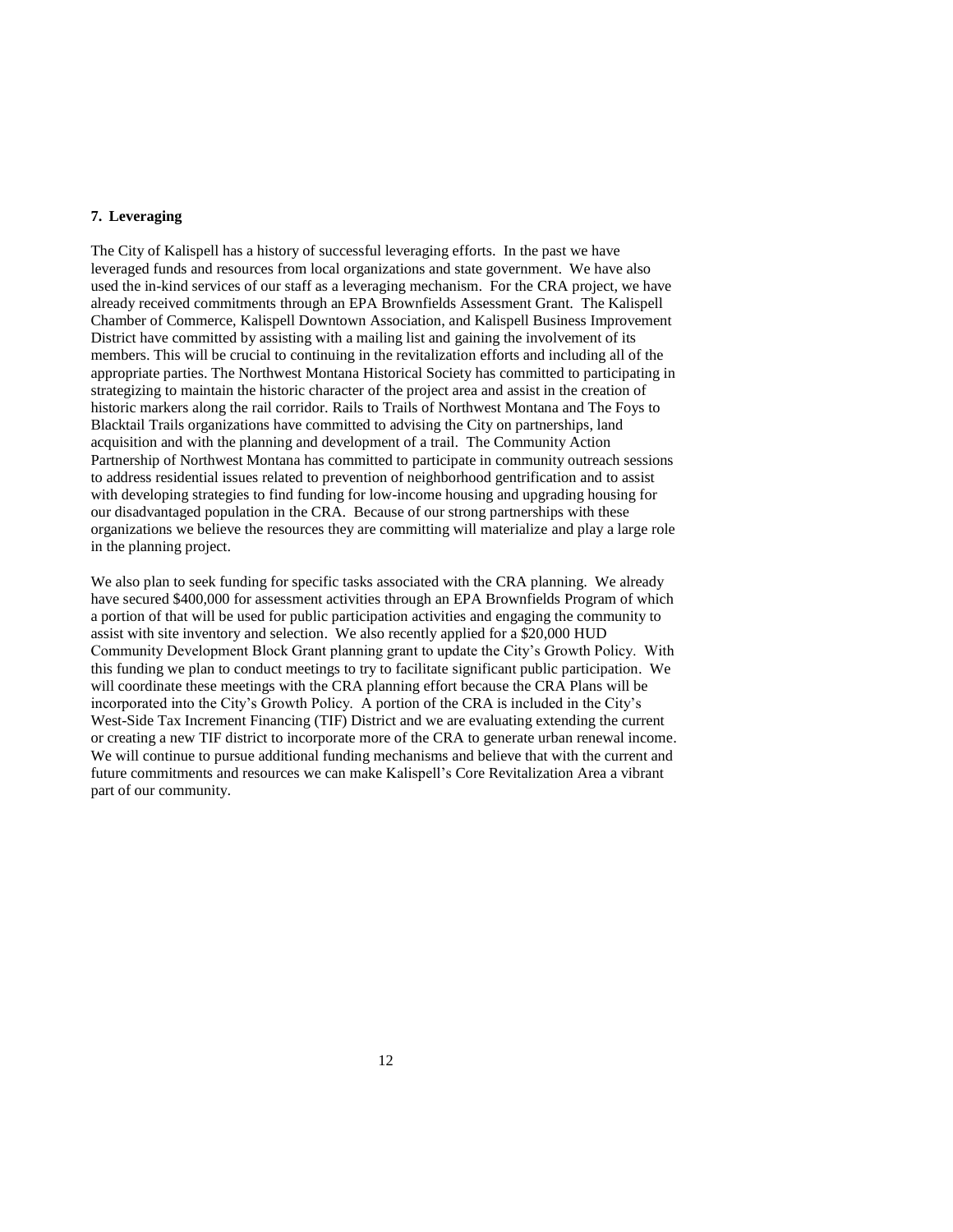## 7. Leveraging

The City of Kalispell has a history of successful leveraging efforts. In the past we have leveraged funds and resources from local organizations and state government. We have also used the in-kind services of our staff as a leveraging mechanism. For the CRA project, we have already received commitments through an EPA Brownfields Assessment Grant. The Kalispell Chamber of Commerce, Kalispell Downtown Association, and Kalispell Business Improvement District have committed by assisting with a mailing list and gaining the involvement of its members. This will be crucial to continuing in the revitalization efforts and including all of the appropriate parties. The Northwest Montana Historical Society has committed to participating in strategizing to maintain the historic character of the project area and assist in the creation of historic markers along the rail corridor. Rails to Trails of Northwest Montana and The Foys to Blacktail Trails organizations have committed to advising the City on partnerships, land acquisition and with the planning and development of a trail. The Community Action Partnership of Northwest Montana has committed to participate in community outreach sessions to address residential issues related to prevention of neighborhood gentrification and to assist with developing strategies to find funding for low-income housing and upgrading housing for our disadvantaged population in the CRA. Because of our strong partnerships with these organizations we believe the resources they are committing will materialize and play a large role in the planning project.

We also plan to seek funding for specific tasks associated with the CRA planning. We already have secured $400,000 for assessment activities through an EPA Brownfields Program of which a portion of that will be used for public participation activities and engaging the community to assist with site inventory and selection. We also recently applied for a $20,000 HUD Community Development Block Grant planning grant to update the City's Growth Policy. With this funding we plan to conduct meetings to try to facilitate significant public participation. We will coordinate these meetings with the CRA planning effort because the CRA Plans will be incorporated into the City's Growth Policy. A portion of the CRA is included in the City's West-Side Tax Increment Financing (TIF) District and we are evaluating extending the current or creating a new TIF district to incorporate more of the CRA to generate urban renewal income. We will continue to pursue additional funding mechanisms and believe that with the current and future commitments and resources we can make Kalispell's Core Revitalization Area a vibrant part of our community.